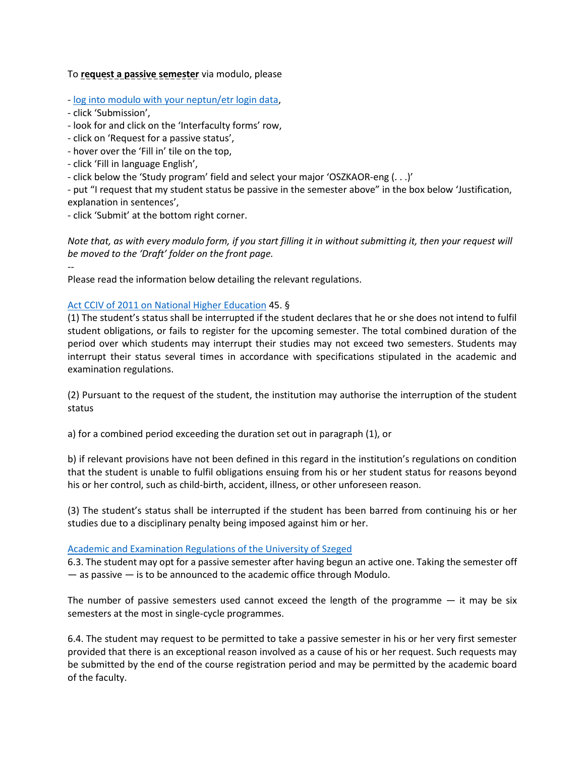To **request a passive semester** via modulo, please

- [log into modulo with your neptun/etr login data](),
- click 'Submission',
- look for and click on the 'Interfaculty forms' row,
- click on 'Request for a passive status',
- hover over the 'Fill in' tile on the top,
- click 'Fill in language English',
- click below the 'Study program' field and select your major 'OSZKAOR-eng (. . .)'
- put "I request that my student status be passive in the semester above" in the box below 'Justification, explanation in sentences',
- click 'Submit' at the bottom right corner.

*Note that, as with every modulo form, if you start filling it in without submitting it, then your request will be moved to the 'Draft' folder on the front page.*

--

Please read the information below detailing the relevant regulations.

[Act CCIV of 2011 on National Higher Education]() 45. §

(1) The student's status shall be interrupted if the student declares that he or she does not intend to fulfil student obligations, or fails to register for the upcoming semester. The total combined duration of the period over which students may interrupt their studies may not exceed two semesters. Students may interrupt their status several times in accordance with specifications stipulated in the academic and examination regulations.

(2) Pursuant to the request of the student, the institution may authorise the interruption of the student status

a) for a combined period exceeding the duration set out in paragraph (1), or

b) if relevant provisions have not been defined in this regard in the institution's regulations on condition that the student is unable to fulfil obligations ensuing from his or her student status for reasons beyond his or her control, such as child-birth, accident, illness, or other unforeseen reason.

(3) The student's status shall be interrupted if the student has been barred from continuing his or her studies due to a disciplinary penalty being imposed against him or her.

[Academic and Examination Regulations of the University of Szeged]()

6.3. The student may opt for a passive semester after having begun an active one. Taking the semester off — as passive — is to be announced to the academic office through Modulo.

The number of passive semesters used cannot exceed the length of the programme — it may be six semesters at the most in single-cycle programmes.

6.4. The student may request to be permitted to take a passive semester in his or her very first semester provided that there is an exceptional reason involved as a cause of his or her request. Such requests may be submitted by the end of the course registration period and may be permitted by the academic board of the faculty.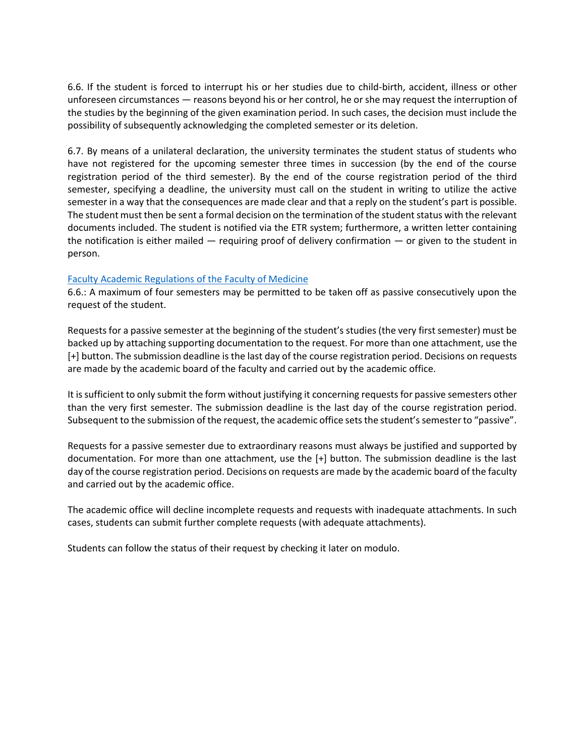6.6. If the student is forced to interrupt his or her studies due to child-birth, accident, illness or other unforeseen circumstances — reasons beyond his or her control, he or she may request the interruption of the studies by the beginning of the given examination period. In such cases, the decision must include the possibility of subsequently acknowledging the completed semester or its deletion.

6.7. By means of a unilateral declaration, the university terminates the student status of students who have not registered for the upcoming semester three times in succession (by the end of the course registration period of the third semester). By the end of the course registration period of the third semester, specifying a deadline, the university must call on the student in writing to utilize the active semester in a way that the consequences are made clear and that a reply on the student's part is possible. The student must then be sent a formal decision on the termination of the student status with the relevant documents included. The student is notified via the ETR system; furthermore, a written letter containing the notification is either mailed — requiring proof of delivery confirmation — or given to the student in person.

Faculty Academic Regulations of the Faculty of Medicine

6.6.: A maximum of four semesters may be permitted to be taken off as passive consecutively upon the request of the student.

Requests for a passive semester at the beginning of the student's studies (the very first semester) must be backed up by attaching supporting documentation to the request. For more than one attachment, use the [+] button. The submission deadline is the last day of the course registration period. Decisions on requests are made by the academic board of the faculty and carried out by the academic office.

It is sufficient to only submit the form without justifying it concerning requests for passive semesters other than the very first semester. The submission deadline is the last day of the course registration period. Subsequent to the submission of the request, the academic office sets the student's semester to "passive".

Requests for a passive semester due to extraordinary reasons must always be justified and supported by documentation. For more than one attachment, use the [+] button. The submission deadline is the last day of the course registration period. Decisions on requests are made by the academic board of the faculty and carried out by the academic office.

The academic office will decline incomplete requests and requests with inadequate attachments. In such cases, students can submit further complete requests (with adequate attachments).

Students can follow the status of their request by checking it later on modulo.